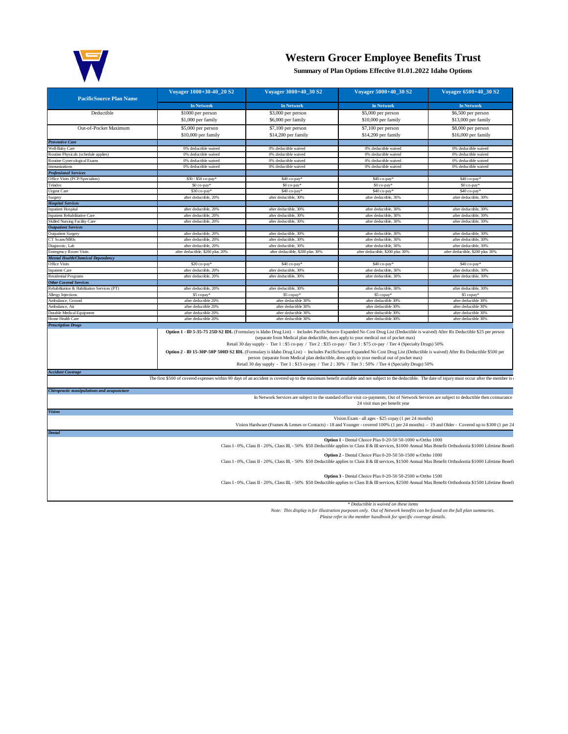# Western Grocer Employee Benefits Trust

**Summary of Plan Options Effective 01.01.2022 Idaho Options**

| PacificSource Plan Name | Voyager 1000+30-40_20 S2 | Voyager 3000+40_30 S2 | Voyager 5000+40_30 S2 | Voyager 6500+40_30 S2 |
|---|---|---|---|---|
| | In Network | In Network | In Network | In Network |
| Deductible | $1000 per person<br>$1,000 per family | $3,000 per person<br>$6,000 per family | $5,000 per person<br>$10,000 per family | $6,500 per person<br>$13,000 per family |
| Out-of-Pocket Maximum | $5,000 per person<br>$10,000 per family | $7,100 per person<br>$14,200 per family | $7,100 per person<br>$14,200 per family | $8,000 per person<br>$16,000 per family |
| ***Preventive Care*** | | | | |
| Well-Baby Care | 0% deductible waived | 0% deductible waived | 0% deductible waived | 0% deductible waived |
| Routine Physicals (schedule applies) | 0% deductible waived | 0% deductible waived | 0% deductible waived | 0% deductible waived |
| Routine Gynecological Exams | 0% deductible waived | 0% deductible waived | 0% deductible waived | 0% deductible waived |
| Immunizations | 0% deductible waived | 0% deductible waived | 0% deductible waived | 0% deductible waived |
| ***Professional Services*** | | | | |
| Office Visits (PCP/Specialists) | $30 / $50 co-pay* | $40 co-pay* | $40 co-pay* | $40 co-pay* |
| Teladoc | $0 co-pay* | $0 co-pay* | $0 co-pay* | $0 co-pay* |
| Urgent Care | $30 co-pay* | $40 co-pay* | $40 co-pay* | $40 co-pay* |
| Surgery | after deductible, 20% | after deductible, 30% | after deductible, 30% | after deductible, 30% |
| ***Hospital Services*** | | | | |
| Inpatient Hospital | after deductible, 20% | after deductible, 30% | after deductible, 30% | after deductible, 30% |
| Inpatient Rehabilitative Care | after deductible, 20% | after deductible, 30% | after deductible, 30% | after deductible, 30% |
| Skilled Nursing Facility Care | after deductible, 20% | after deductible, 30% | after deductible, 30% | after deductible, 30% |
| ***Outpatient Services*** | | | | |
| Outpatient Surgery | after deductible, 20% | after deductible, 30% | after deductible, 30% | after deductible, 30% |
| CT Scans/MRIs | after deductible, 20% | after deductible, 30% | after deductible, 30% | after deductible, 30% |
| Diagnostic, Lab | after deductible, 20% | after deductible, 30% | after deductible, 30% | after deductible, 30% |
| Emergency Room Visits | after deductible, $200 plus 20% | after deductible, $200 plus 30% | after deductible, $200 plus 30% | after deductible, $200 plus 30% |
| ***Mental Health/Chemical Dependency*** | | | | |
| Office Visits | $20 co-pay* | $40 co-pay* | $40 co-pay* | $40 co-pay* |
| Inpatient Care | after deductible, 20% | after deductible, 30% | after deductible, 30% | after deductible, 30% |
| Residential Programs | after deductible, 20% | after deductible, 30% | after deductible, 30% | after deductible, 30% |
| ***Other Covered Services*** | | | | |
| Rehabilitation & Habilitation Services (PT) | after deductible, 20% | after deductible, 30% | after deductible, 30% | after deductible, 30% |
| Allergy Injections | $5 copay* | $5 copay* | $5 copay* | $5 copay* |
| Ambulance, Ground | after deductible 20% | after deductible 30% | after deductible 30% | after deductible 30% |
| Ambulance, Air | after deductible 20% | after deductible 30% | after deductible 30% | after deductible 30% |
| Durable Medical Equipment | after deductible 20% | after deductible 30% | after deductible 30% | after deductible 30% |
| Home Health Care | after deductible 20% | after deductible 30% | after deductible 30% | after deductible 30% |

***Prescription Drugs***

**Option 1 - ID 5-35-75 25D S2 IDL** (Formulary is Idaho Drug List) - Includes PacificSource Expanded No Cost Drug List (Deductible is waived) After Rx Deductible $25 per person (separate from Medical plan deductible, does apply to your medical out of pocket max)
Retail 30 day supply - Tier 1 : $5 co-pay / Tier 2 : $35 co-pay / Tier 3 : $75 co-pay / Tier 4 (Specialty Drugs) 50%

**Option 2 - ID 15-30P-50P 500D S2 IDL** (Formulary is Idaho Drug List) - Includes PacificSource Expanded No Cost Drug List (Deductible is waived) After Rx Deductible $500 per person (separate from Medical plan deductible, does apply to your medical out of pocket max)
Retail 30 day supply - Tier 1 : $15 co-pay / Tier 2 : 30% / Tier 3 : 50% / Tier 4 (Specialty Drugs) 50%

***Accident Coverage***

The first $500 of covered expenses within 90 days of an accident is covered up to the maximum benefit available and not subject to the deductible. The date of injury must occur after the member is

***Chiropractic manipulations and acupuncture***

In Network Services are subject to the standard office visit co-payments, Out of Network Services are subject to deductible then coinsurance
24 visit max per benefit year

***Vision***

Vision Exam - all ages - $25 copay (1 per 24 months)
Vision Hardware (Frames & Lenses or Contacts) - 18 and Younger - covered 100% (1 per 24 months) - 19 and Older - Covered up to $300 (1 per 24

***Dental***

**Option 1** - Dental Choice Plus 0-20-50 50-1000 w/Ortho 1000
Class I - 0%, Class II - 20%, Class III, - 50% $50 Deductible applies to Class II & III services, $1000 Annual Max Benefit Orthodontia $1000 Lifetime Benefi

**Option 2** - Dental Choice Plus 0-20-50 50-1500 w/Ortho 1000
Class I - 0%, Class II - 20%, Class III, - 50% $50 Deductible applies to Class II & III services, $1500 Annual Max Benefit Orthodontia $1000 Lifetime Benefi

**Option 3** - Dental Choice Plus 0-20-50 50-2500 w/Ortho 1500
Class I - 0%, Class II - 20%, Class III, - 50% $50 Deductible applies to Class II & III services, $2500 Annual Max Benefit Orthodontia $1500 Lifetime Benefi

*\* Deductible is waived on these items*

*Note: This display is for illustration purposes only. Out of Network benefits can be found on the full plan summaries.*
*Please refer to the member handbook for specific coverage details.*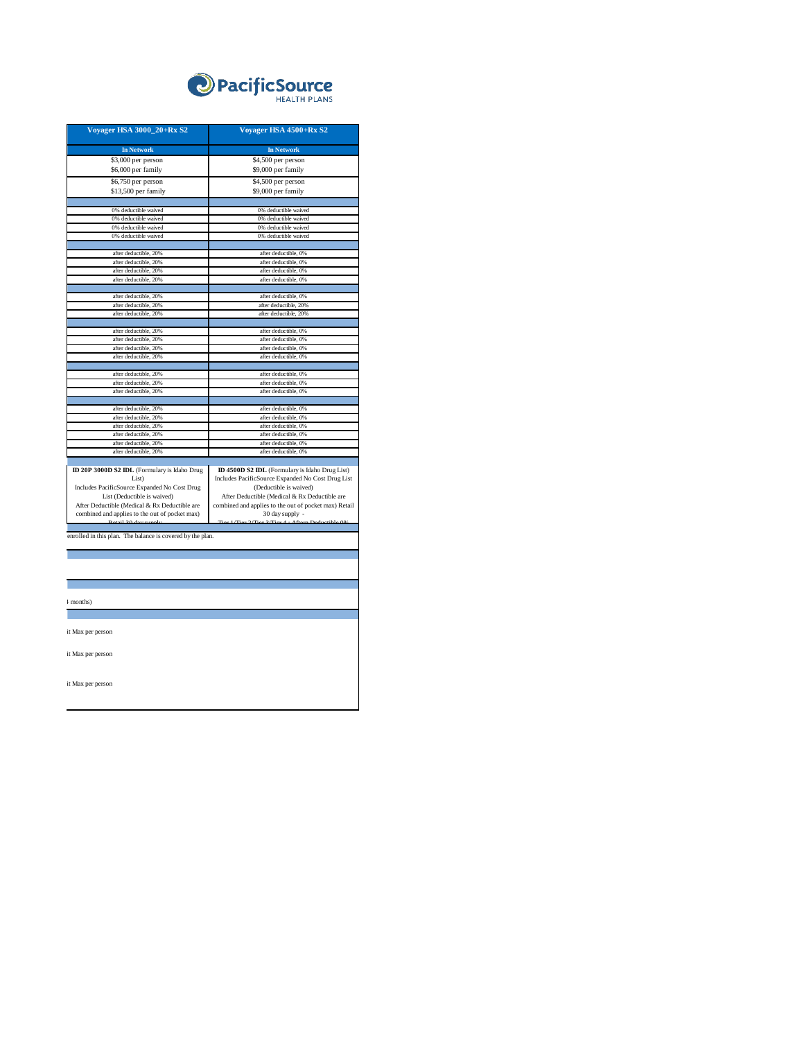PacificSource HEALTH PLANS

| Voyager HSA 3000_20+Rx S2 | Voyager HSA 4500+Rx S2 |
|---|---|
| **In Network** | **In Network** |
| $3,000 per person<br>$6,000 per family | $4,500 per person<br>$9,000 per family |
| $6,750 per person<br>$13,500 per family | $4,500 per person<br>$9,000 per family |
| | |
| 0% deductible waived | 0% deductible waived |
| 0% deductible waived | 0% deductible waived |
| 0% deductible waived | 0% deductible waived |
| 0% deductible waived | 0% deductible waived |
| | |
| after deductible, 20% | after deductible, 0% |
| after deductible, 20% | after deductible, 0% |
| after deductible, 20% | after deductible, 0% |
| after deductible, 20% | after deductible, 0% |
| | |
| after deductible, 20% | after deductible, 0% |
| after deductible, 20% | after deductible, 20% |
| after deductible, 20% | after deductible, 20% |
| | |
| after deductible, 20% | after deductible, 0% |
| after deductible, 20% | after deductible, 0% |
| after deductible, 20% | after deductible, 0% |
| after deductible, 20% | after deductible, 0% |
| | |
| after deductible, 20% | after deductible, 0% |
| after deductible, 20% | after deductible, 0% |
| after deductible, 20% | after deductible, 0% |
| | |
| after deductible, 20% | after deductible, 0% |
| after deductible, 20% | after deductible, 0% |
| after deductible, 20% | after deductible, 0% |
| after deductible, 20% | after deductible, 0% |
| after deductible, 20% | after deductible, 0% |
| after deductible, 20% | after deductible, 0% |
| | |
| **ID 20P 3000D S2 IDL** (Formulary is Idaho Drug List)<br>Includes PacificSource Expanded No Cost Drug List (Deductible is waived)<br>After Deductible (Medical & Rx Deductible are combined and applies to the out of pocket max)<br>Retail 30 day supply: | **ID 4500D S2 IDL** (Formulary is Idaho Drug List)<br>Includes PacificSource Expanded No Cost Drug List (Deductible is waived)<br>After Deductible (Medical & Rx Deductible are combined and applies to the out of pocket max) Retail 30 day supply -<br>Tier 1/Tier 2/Tier 3/Tier 4 : After Deductible 0% |

enrolled in this plan. The balance is covered by the plan.

l months)

it Max per person

it Max per person

it Max per person